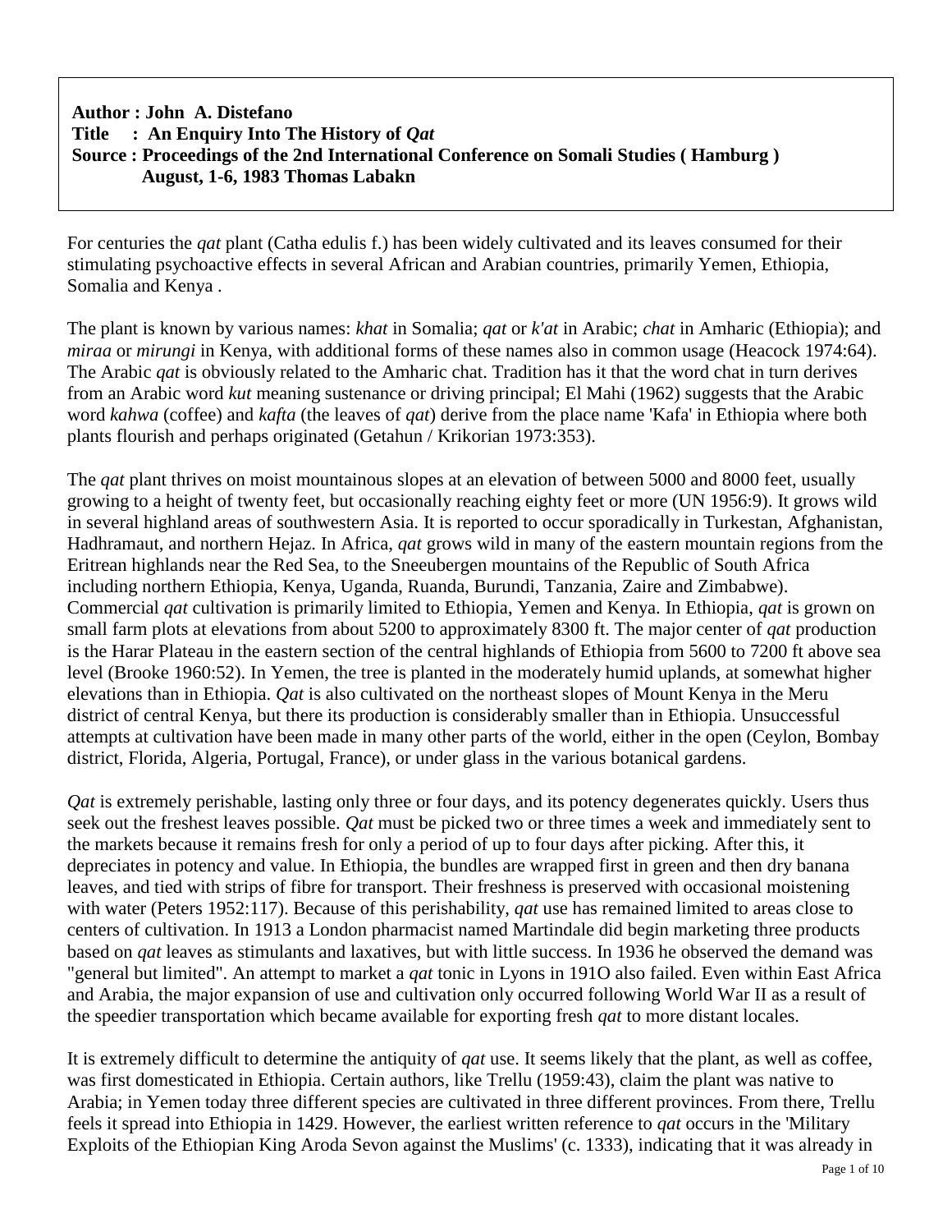**Author : John A. Distefano**
**Title : An Enquiry Into The History of *Qat***
**Source : Proceedings of the 2nd International Conference on Somali Studies ( Hamburg ) August, 1-6, 1983 Thomas Labakn**

For centuries the *qat* plant (Catha edulis f.) has been widely cultivated and its leaves consumed for their stimulating psychoactive effects in several African and Arabian countries, primarily Yemen, Ethiopia, Somalia and Kenya .

The plant is known by various names: *khat* in Somalia; *qat* or *k'at* in Arabic; *chat* in Amharic (Ethiopia); and *miraa* or *mirungi* in Kenya, with additional forms of these names also in common usage (Heacock 1974:64). The Arabic *qat* is obviously related to the Amharic chat. Tradition has it that the word chat in turn derives from an Arabic word *kut* meaning sustenance or driving principal; El Mahi (1962) suggests that the Arabic word *kahwa* (coffee) and *kafta* (the leaves of *qat*) derive from the place name 'Kafa' in Ethiopia where both plants flourish and perhaps originated (Getahun / Krikorian 1973:353).

The *qat* plant thrives on moist mountainous slopes at an elevation of between 5000 and 8000 feet, usually growing to a height of twenty feet, but occasionally reaching eighty feet or more (UN 1956:9). It grows wild in several highland areas of southwestern Asia. It is reported to occur sporadically in Turkestan, Afghanistan, Hadhramaut, and northern Hejaz. In Africa, *qat* grows wild in many of the eastern mountain regions from the Eritrean highlands near the Red Sea, to the Sneeubergen mountains of the Republic of South Africa including northern Ethiopia, Kenya, Uganda, Ruanda, Burundi, Tanzania, Zaire and Zimbabwe). Commercial *qat* cultivation is primarily limited to Ethiopia, Yemen and Kenya. In Ethiopia, *qat* is grown on small farm plots at elevations from about 5200 to approximately 8300 ft. The major center of *qat* production is the Harar Plateau in the eastern section of the central highlands of Ethiopia from 5600 to 7200 ft above sea level (Brooke 1960:52). In Yemen, the tree is planted in the moderately humid uplands, at somewhat higher elevations than in Ethiopia. *Qat* is also cultivated on the northeast slopes of Mount Kenya in the Meru district of central Kenya, but there its production is considerably smaller than in Ethiopia. Unsuccessful attempts at cultivation have been made in many other parts of the world, either in the open (Ceylon, Bombay district, Florida, Algeria, Portugal, France), or under glass in the various botanical gardens.

*Qat* is extremely perishable, lasting only three or four days, and its potency degenerates quickly. Users thus seek out the freshest leaves possible. *Qat* must be picked two or three times a week and immediately sent to the markets because it remains fresh for only a period of up to four days after picking. After this, it depreciates in potency and value. In Ethiopia, the bundles are wrapped first in green and then dry banana leaves, and tied with strips of fibre for transport. Their freshness is preserved with occasional moistening with water (Peters 1952:117). Because of this perishability, *qat* use has remained limited to areas close to centers of cultivation. In 1913 a London pharmacist named Martindale did begin marketing three products based on *qat* leaves as stimulants and laxatives, but with little success. In 1936 he observed the demand was "general but limited". An attempt to market a *qat* tonic in Lyons in 191O also failed. Even within East Africa and Arabia, the major expansion of use and cultivation only occurred following World War II as a result of the speedier transportation which became available for exporting fresh *qat* to more distant locales.

It is extremely difficult to determine the antiquity of *qat* use. It seems likely that the plant, as well as coffee, was first domesticated in Ethiopia. Certain authors, like Trellu (1959:43), claim the plant was native to Arabia; in Yemen today three different species are cultivated in three different provinces. From there, Trellu feels it spread into Ethiopia in 1429. However, the earliest written reference to *qat* occurs in the 'Military Exploits of the Ethiopian King Aroda Sevon against the Muslims' (c. 1333), indicating that it was already in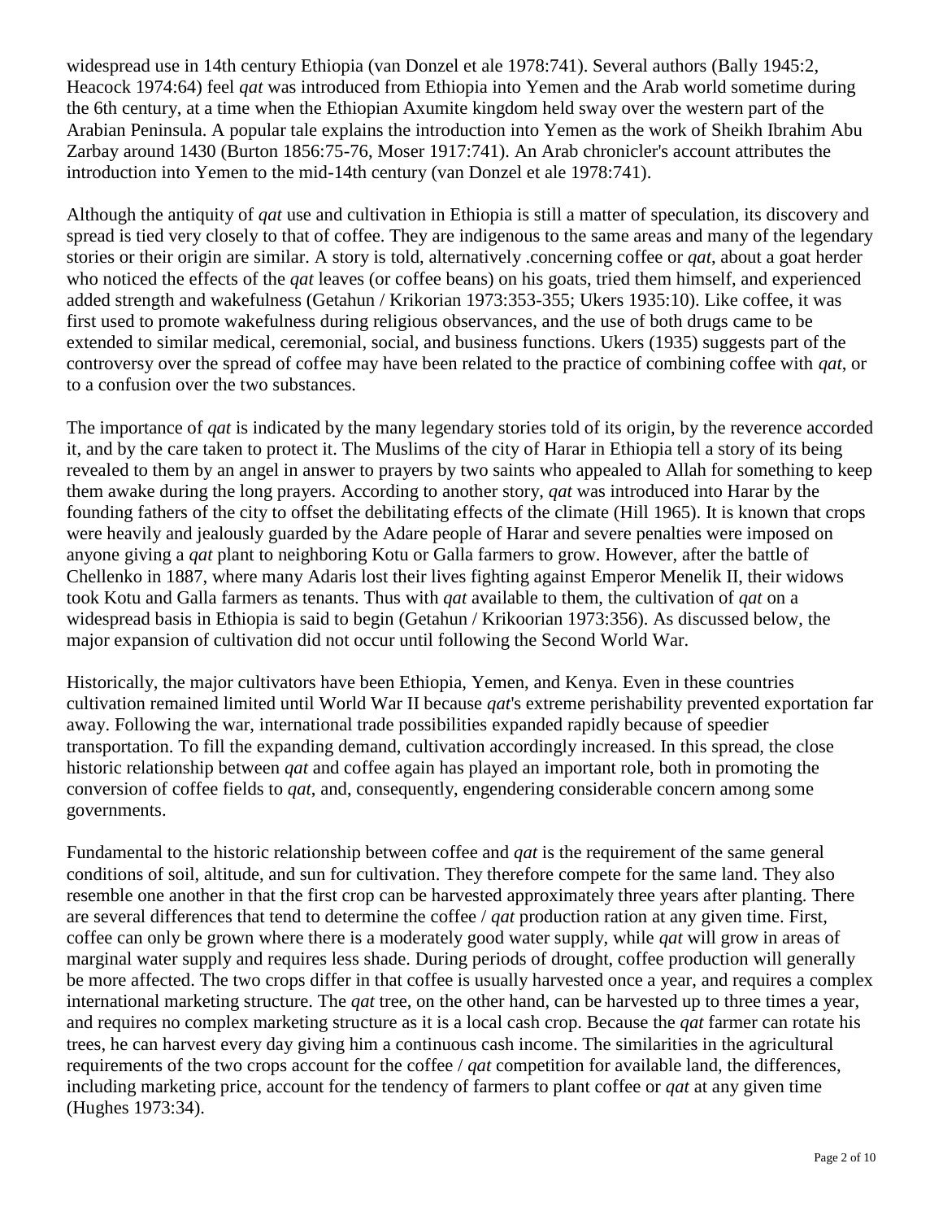widespread use in 14th century Ethiopia (van Donzel et ale 1978:741). Several authors (Bally 1945:2, Heacock 1974:64) feel *qat* was introduced from Ethiopia into Yemen and the Arab world sometime during the 6th century, at a time when the Ethiopian Axumite kingdom held sway over the western part of the Arabian Peninsula. A popular tale explains the introduction into Yemen as the work of Sheikh Ibrahim Abu Zarbay around 1430 (Burton 1856:75-76, Moser 1917:741). An Arab chronicler's account attributes the introduction into Yemen to the mid-14th century (van Donzel et ale 1978:741).

Although the antiquity of *qat* use and cultivation in Ethiopia is still a matter of speculation, its discovery and spread is tied very closely to that of coffee. They are indigenous to the same areas and many of the legendary stories or their origin are similar. A story is told, alternatively .concerning coffee or *qat*, about a goat herder who noticed the effects of the *qat* leaves (or coffee beans) on his goats, tried them himself, and experienced added strength and wakefulness (Getahun / Krikorian 1973:353-355; Ukers 1935:10). Like coffee, it was first used to promote wakefulness during religious observances, and the use of both drugs came to be extended to similar medical, ceremonial, social, and business functions. Ukers (1935) suggests part of the controversy over the spread of coffee may have been related to the practice of combining coffee with *qat*, or to a confusion over the two substances.

The importance of *qat* is indicated by the many legendary stories told of its origin, by the reverence accorded it, and by the care taken to protect it. The Muslims of the city of Harar in Ethiopia tell a story of its being revealed to them by an angel in answer to prayers by two saints who appealed to Allah for something to keep them awake during the long prayers. According to another story, *qat* was introduced into Harar by the founding fathers of the city to offset the debilitating effects of the climate (Hill 1965). It is known that crops were heavily and jealously guarded by the Adare people of Harar and severe penalties were imposed on anyone giving a *qat* plant to neighboring Kotu or Galla farmers to grow. However, after the battle of Chellenko in 1887, where many Adaris lost their lives fighting against Emperor Menelik II, their widows took Kotu and Galla farmers as tenants. Thus with *qat* available to them, the cultivation of *qat* on a widespread basis in Ethiopia is said to begin (Getahun / Krikoorian 1973:356). As discussed below, the major expansion of cultivation did not occur until following the Second World War.

Historically, the major cultivators have been Ethiopia, Yemen, and Kenya. Even in these countries cultivation remained limited until World War II because *qat*'s extreme perishability prevented exportation far away. Following the war, international trade possibilities expanded rapidly because of speedier transportation. To fill the expanding demand, cultivation accordingly increased. In this spread, the close historic relationship between *qat* and coffee again has played an important role, both in promoting the conversion of coffee fields to *qat*, and, consequently, engendering considerable concern among some governments.

Fundamental to the historic relationship between coffee and *qat* is the requirement of the same general conditions of soil, altitude, and sun for cultivation. They therefore compete for the same land. They also resemble one another in that the first crop can be harvested approximately three years after planting. There are several differences that tend to determine the coffee / *qat* production ration at any given time. First, coffee can only be grown where there is a moderately good water supply, while *qat* will grow in areas of marginal water supply and requires less shade. During periods of drought, coffee production will generally be more affected. The two crops differ in that coffee is usually harvested once a year, and requires a complex international marketing structure. The *qat* tree, on the other hand, can be harvested up to three times a year, and requires no complex marketing structure as it is a local cash crop. Because the *qat* farmer can rotate his trees, he can harvest every day giving him a continuous cash income. The similarities in the agricultural requirements of the two crops account for the coffee / *qat* competition for available land, the differences, including marketing price, account for the tendency of farmers to plant coffee or *qat* at any given time (Hughes 1973:34).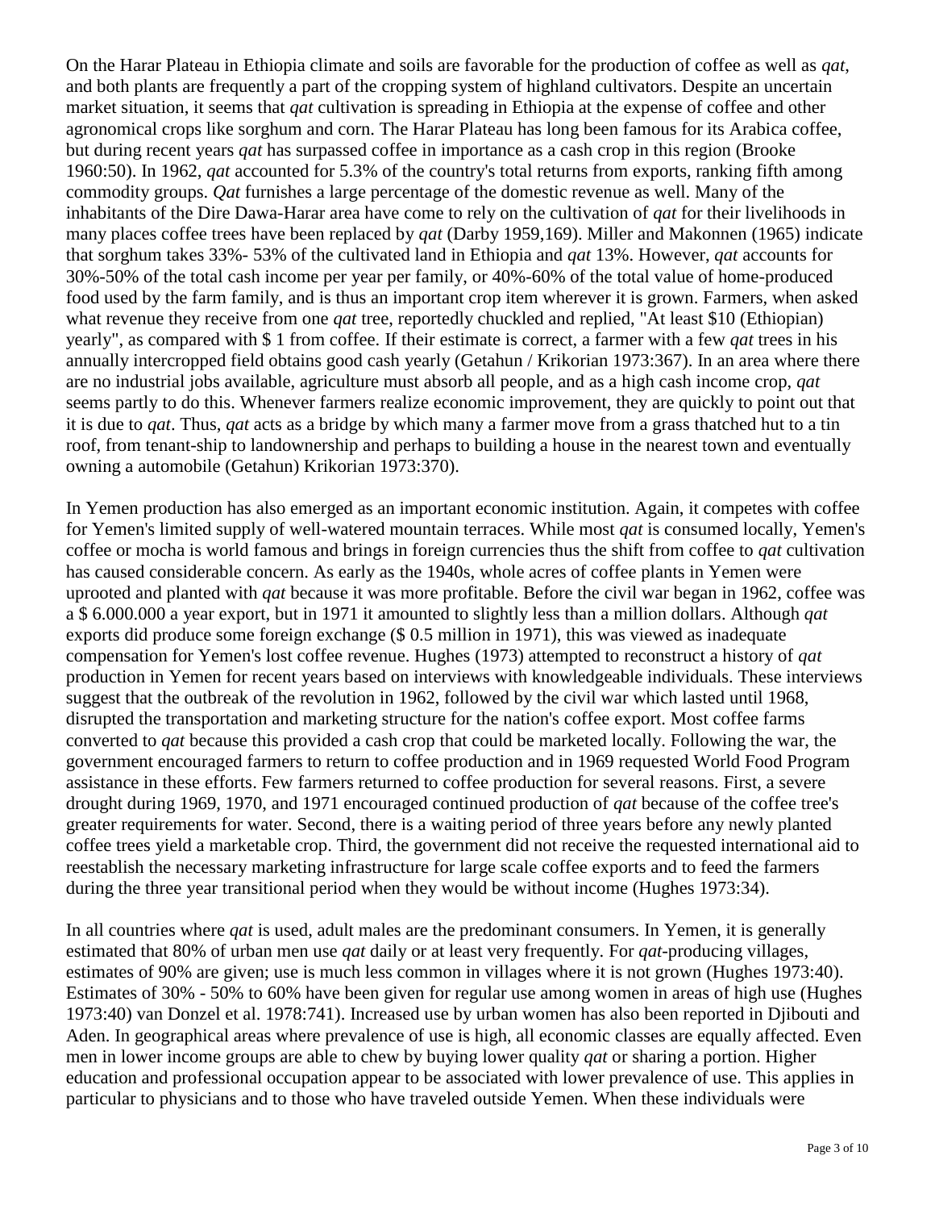On the Harar Plateau in Ethiopia climate and soils are favorable for the production of coffee as well as *qat*, and both plants are frequently a part of the cropping system of highland cultivators. Despite an uncertain market situation, it seems that *qat* cultivation is spreading in Ethiopia at the expense of coffee and other agronomical crops like sorghum and corn. The Harar Plateau has long been famous for its Arabica coffee, but during recent years *qat* has surpassed coffee in importance as a cash crop in this region (Brooke 1960:50). In 1962, *qat* accounted for 5.3% of the country's total returns from exports, ranking fifth among commodity groups. *Qat* furnishes a large percentage of the domestic revenue as well. Many of the inhabitants of the Dire Dawa-Harar area have come to rely on the cultivation of *qat* for their livelihoods in many places coffee trees have been replaced by *qat* (Darby 1959,169). Miller and Makonnen (1965) indicate that sorghum takes 33%- 53% of the cultivated land in Ethiopia and *qat* 13%. However, *qat* accounts for 30%-50% of the total cash income per year per family, or 40%-60% of the total value of home-produced food used by the farm family, and is thus an important crop item wherever it is grown. Farmers, when asked what revenue they receive from one *qat* tree, reportedly chuckled and replied, "At least $10 (Ethiopian) yearly", as compared with $ 1 from coffee. If their estimate is correct, a farmer with a few *qat* trees in his annually intercropped field obtains good cash yearly (Getahun / Krikorian 1973:367). In an area where there are no industrial jobs available, agriculture must absorb all people, and as a high cash income crop, *qat* seems partly to do this. Whenever farmers realize economic improvement, they are quickly to point out that it is due to *qat*. Thus, *qat* acts as a bridge by which many a farmer move from a grass thatched hut to a tin roof, from tenant-ship to landownership and perhaps to building a house in the nearest town and eventually owning a automobile (Getahun) Krikorian 1973:370).

In Yemen production has also emerged as an important economic institution. Again, it competes with coffee for Yemen's limited supply of well-watered mountain terraces. While most *qat* is consumed locally, Yemen's coffee or mocha is world famous and brings in foreign currencies thus the shift from coffee to *qat* cultivation has caused considerable concern. As early as the 1940s, whole acres of coffee plants in Yemen were uprooted and planted with *qat* because it was more profitable. Before the civil war began in 1962, coffee was a $ 6.000.000 a year export, but in 1971 it amounted to slightly less than a million dollars. Although *qat* exports did produce some foreign exchange ($ 0.5 million in 1971), this was viewed as inadequate compensation for Yemen's lost coffee revenue. Hughes (1973) attempted to reconstruct a history of *qat* production in Yemen for recent years based on interviews with knowledgeable individuals. These interviews suggest that the outbreak of the revolution in 1962, followed by the civil war which lasted until 1968, disrupted the transportation and marketing structure for the nation's coffee export. Most coffee farms converted to *qat* because this provided a cash crop that could be marketed locally. Following the war, the government encouraged farmers to return to coffee production and in 1969 requested World Food Program assistance in these efforts. Few farmers returned to coffee production for several reasons. First, a severe drought during 1969, 1970, and 1971 encouraged continued production of *qat* because of the coffee tree's greater requirements for water. Second, there is a waiting period of three years before any newly planted coffee trees yield a marketable crop. Third, the government did not receive the requested international aid to reestablish the necessary marketing infrastructure for large scale coffee exports and to feed the farmers during the three year transitional period when they would be without income (Hughes 1973:34).

In all countries where *qat* is used, adult males are the predominant consumers. In Yemen, it is generally estimated that 80% of urban men use *qat* daily or at least very frequently. For *qat*-producing villages, estimates of 90% are given; use is much less common in villages where it is not grown (Hughes 1973:40). Estimates of 30% - 50% to 60% have been given for regular use among women in areas of high use (Hughes 1973:40) van Donzel et al. 1978:741). Increased use by urban women has also been reported in Djibouti and Aden. In geographical areas where prevalence of use is high, all economic classes are equally affected. Even men in lower income groups are able to chew by buying lower quality *qat* or sharing a portion. Higher education and professional occupation appear to be associated with lower prevalence of use. This applies in particular to physicians and to those who have traveled outside Yemen. When these individuals were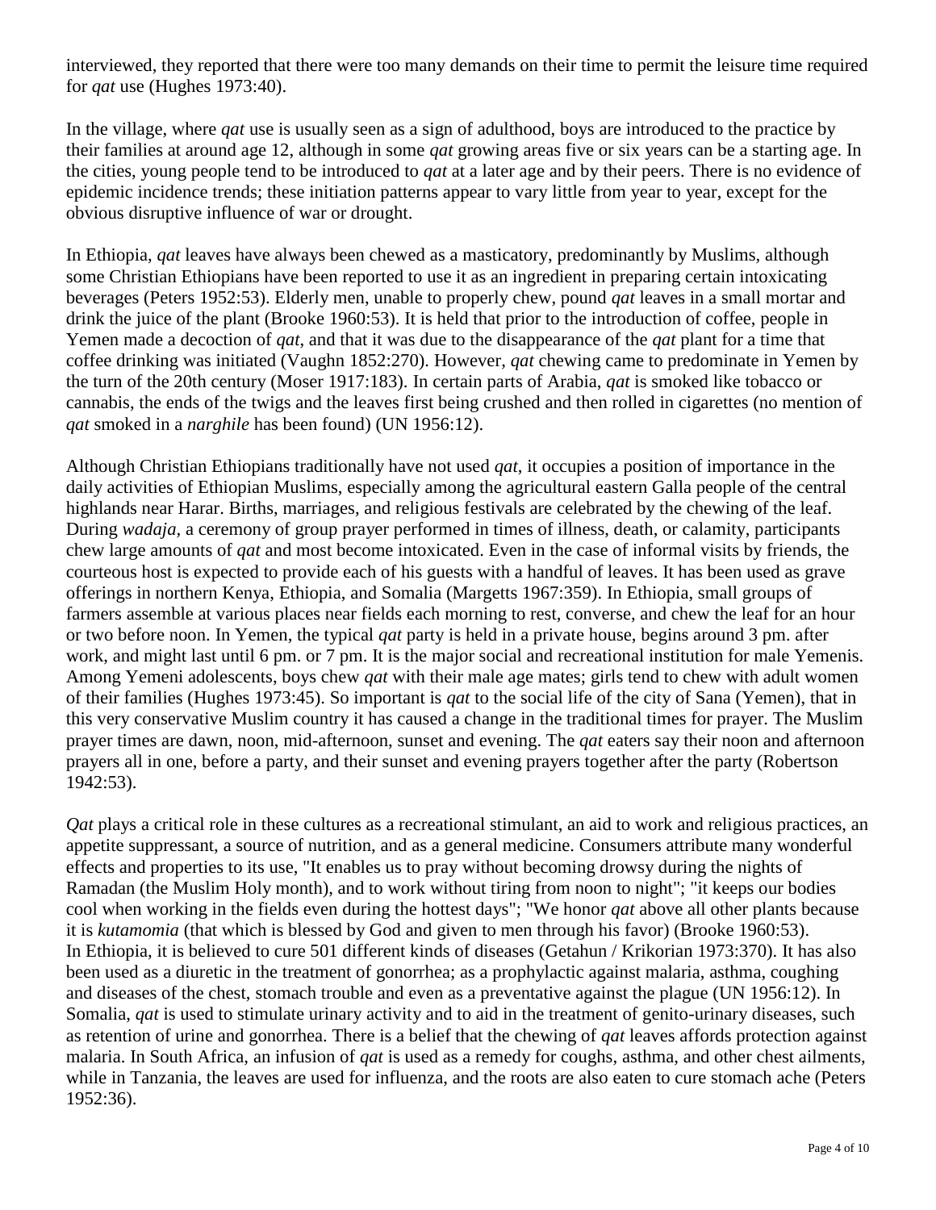interviewed, they reported that there were too many demands on their time to permit the leisure time required for *qat* use (Hughes 1973:40).

In the village, where *qat* use is usually seen as a sign of adulthood, boys are introduced to the practice by their families at around age 12, although in some *qat* growing areas five or six years can be a starting age. In the cities, young people tend to be introduced to *qat* at a later age and by their peers. There is no evidence of epidemic incidence trends; these initiation patterns appear to vary little from year to year, except for the obvious disruptive influence of war or drought.

In Ethiopia, *qat* leaves have always been chewed as a masticatory, predominantly by Muslims, although some Christian Ethiopians have been reported to use it as an ingredient in preparing certain intoxicating beverages (Peters 1952:53). Elderly men, unable to properly chew, pound *qat* leaves in a small mortar and drink the juice of the plant (Brooke 1960:53). It is held that prior to the introduction of coffee, people in Yemen made a decoction of *qat*, and that it was due to the disappearance of the *qat* plant for a time that coffee drinking was initiated (Vaughn 1852:270). However, *qat* chewing came to predominate in Yemen by the turn of the 20th century (Moser 1917:183). In certain parts of Arabia, *qat* is smoked like tobacco or cannabis, the ends of the twigs and the leaves first being crushed and then rolled in cigarettes (no mention of *qat* smoked in a *narghile* has been found) (UN 1956:12).

Although Christian Ethiopians traditionally have not used *qat*, it occupies a position of importance in the daily activities of Ethiopian Muslims, especially among the agricultural eastern Galla people of the central highlands near Harar. Births, marriages, and religious festivals are celebrated by the chewing of the leaf. During *wadaja*, a ceremony of group prayer performed in times of illness, death, or calamity, participants chew large amounts of *qat* and most become intoxicated. Even in the case of informal visits by friends, the courteous host is expected to provide each of his guests with a handful of leaves. It has been used as grave offerings in northern Kenya, Ethiopia, and Somalia (Margetts 1967:359). In Ethiopia, small groups of farmers assemble at various places near fields each morning to rest, converse, and chew the leaf for an hour or two before noon. In Yemen, the typical *qat* party is held in a private house, begins around 3 pm. after work, and might last until 6 pm. or 7 pm. It is the major social and recreational institution for male Yemenis. Among Yemeni adolescents, boys chew *qat* with their male age mates; girls tend to chew with adult women of their families (Hughes 1973:45). So important is *qat* to the social life of the city of Sana (Yemen), that in this very conservative Muslim country it has caused a change in the traditional times for prayer. The Muslim prayer times are dawn, noon, mid-afternoon, sunset and evening. The *qat* eaters say their noon and afternoon prayers all in one, before a party, and their sunset and evening prayers together after the party (Robertson 1942:53).

*Qat* plays a critical role in these cultures as a recreational stimulant, an aid to work and religious practices, an appetite suppressant, a source of nutrition, and as a general medicine. Consumers attribute many wonderful effects and properties to its use, "It enables us to pray without becoming drowsy during the nights of Ramadan (the Muslim Holy month), and to work without tiring from noon to night"; "it keeps our bodies cool when working in the fields even during the hottest days"; "We honor *qat* above all other plants because it is *kutamomia* (that which is blessed by God and given to men through his favor) (Brooke 1960:53).
In Ethiopia, it is believed to cure 501 different kinds of diseases (Getahun / Krikorian 1973:370). It has also been used as a diuretic in the treatment of gonorrhea; as a prophylactic against malaria, asthma, coughing and diseases of the chest, stomach trouble and even as a preventative against the plague (UN 1956:12). In Somalia, *qat* is used to stimulate urinary activity and to aid in the treatment of genito-urinary diseases, such as retention of urine and gonorrhea. There is a belief that the chewing of *qat* leaves affords protection against malaria. In South Africa, an infusion of *qat* is used as a remedy for coughs, asthma, and other chest ailments, while in Tanzania, the leaves are used for influenza, and the roots are also eaten to cure stomach ache (Peters 1952:36).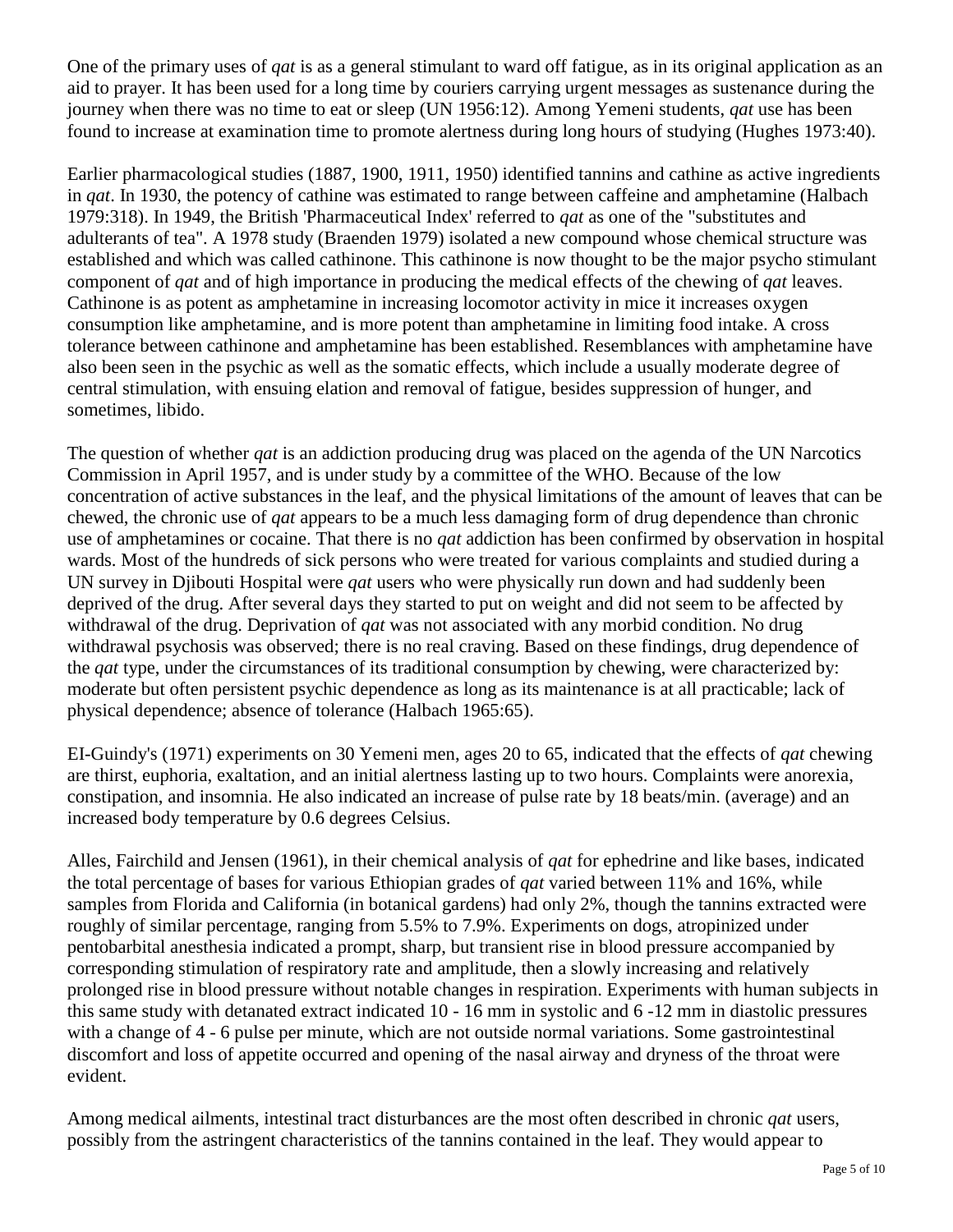One of the primary uses of *qat* is as a general stimulant to ward off fatigue, as in its original application as an aid to prayer. It has been used for a long time by couriers carrying urgent messages as sustenance during the journey when there was no time to eat or sleep (UN 1956:12). Among Yemeni students, *qat* use has been found to increase at examination time to promote alertness during long hours of studying (Hughes 1973:40).

Earlier pharmacological studies (1887, 1900, 1911, 1950) identified tannins and cathine as active ingredients in *qat*. In 1930, the potency of cathine was estimated to range between caffeine and amphetamine (Halbach 1979:318). In 1949, the British 'Pharmaceutical Index' referred to *qat* as one of the "substitutes and adulterants of tea". A 1978 study (Braenden 1979) isolated a new compound whose chemical structure was established and which was called cathinone. This cathinone is now thought to be the major psycho stimulant component of *qat* and of high importance in producing the medical effects of the chewing of *qat* leaves. Cathinone is as potent as amphetamine in increasing locomotor activity in mice it increases oxygen consumption like amphetamine, and is more potent than amphetamine in limiting food intake. A cross tolerance between cathinone and amphetamine has been established. Resemblances with amphetamine have also been seen in the psychic as well as the somatic effects, which include a usually moderate degree of central stimulation, with ensuing elation and removal of fatigue, besides suppression of hunger, and sometimes, libido.

The question of whether *qat* is an addiction producing drug was placed on the agenda of the UN Narcotics Commission in April 1957, and is under study by a committee of the WHO. Because of the low concentration of active substances in the leaf, and the physical limitations of the amount of leaves that can be chewed, the chronic use of *qat* appears to be a much less damaging form of drug dependence than chronic use of amphetamines or cocaine. That there is no *qat* addiction has been confirmed by observation in hospital wards. Most of the hundreds of sick persons who were treated for various complaints and studied during a UN survey in Djibouti Hospital were *qat* users who were physically run down and had suddenly been deprived of the drug. After several days they started to put on weight and did not seem to be affected by withdrawal of the drug. Deprivation of *qat* was not associated with any morbid condition. No drug withdrawal psychosis was observed; there is no real craving. Based on these findings, drug dependence of the *qat* type, under the circumstances of its traditional consumption by chewing, were characterized by: moderate but often persistent psychic dependence as long as its maintenance is at all practicable; lack of physical dependence; absence of tolerance (Halbach 1965:65).

EI-Guindy's (1971) experiments on 30 Yemeni men, ages 20 to 65, indicated that the effects of *qat* chewing are thirst, euphoria, exaltation, and an initial alertness lasting up to two hours. Complaints were anorexia, constipation, and insomnia. He also indicated an increase of pulse rate by 18 beats/min. (average) and an increased body temperature by 0.6 degrees Celsius.

Alles, Fairchild and Jensen (1961), in their chemical analysis of *qat* for ephedrine and like bases, indicated the total percentage of bases for various Ethiopian grades of *qat* varied between 11% and 16%, while samples from Florida and California (in botanical gardens) had only 2%, though the tannins extracted were roughly of similar percentage, ranging from 5.5% to 7.9%. Experiments on dogs, atropinized under pentobarbital anesthesia indicated a prompt, sharp, but transient rise in blood pressure accompanied by corresponding stimulation of respiratory rate and amplitude, then a slowly increasing and relatively prolonged rise in blood pressure without notable changes in respiration. Experiments with human subjects in this same study with detanated extract indicated 10 - 16 mm in systolic and 6 -12 mm in diastolic pressures with a change of 4 - 6 pulse per minute, which are not outside normal variations. Some gastrointestinal discomfort and loss of appetite occurred and opening of the nasal airway and dryness of the throat were evident.

Among medical ailments, intestinal tract disturbances are the most often described in chronic *qat* users, possibly from the astringent characteristics of the tannins contained in the leaf. They would appear to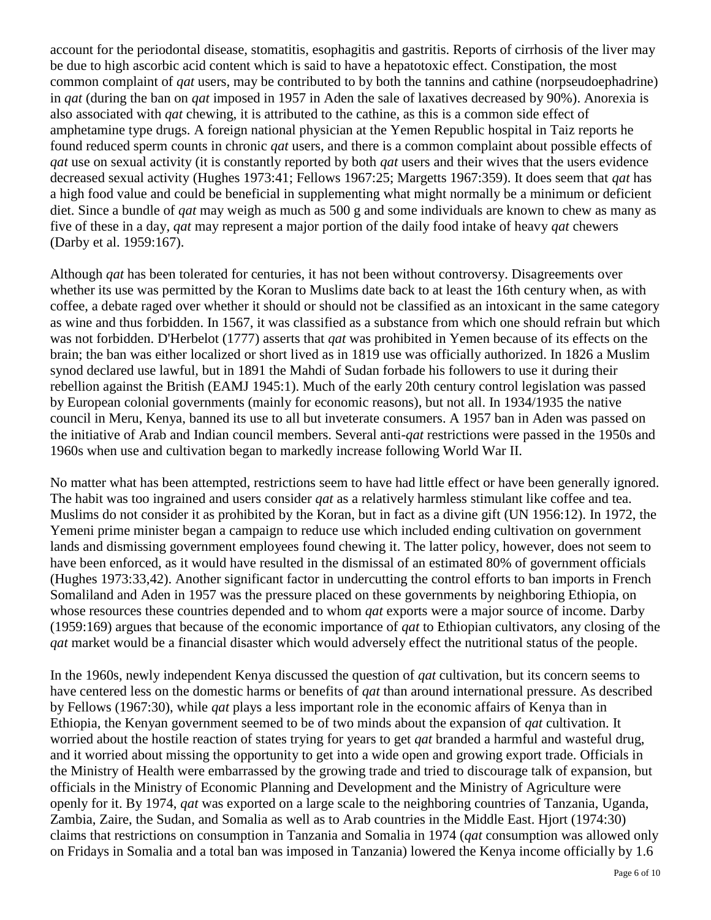account for the periodontal disease, stomatitis, esophagitis and gastritis. Reports of cirrhosis of the liver may be due to high ascorbic acid content which is said to have a hepatotoxic effect. Constipation, the most common complaint of *qat* users, may be contributed to by both the tannins and cathine (norpseudoephadrine) in *qat* (during the ban on *qat* imposed in 1957 in Aden the sale of laxatives decreased by 90%). Anorexia is also associated with *qat* chewing, it is attributed to the cathine, as this is a common side effect of amphetamine type drugs. A foreign national physician at the Yemen Republic hospital in Taiz reports he found reduced sperm counts in chronic *qat* users, and there is a common complaint about possible effects of *qat* use on sexual activity (it is constantly reported by both *qat* users and their wives that the users evidence decreased sexual activity (Hughes 1973:41; Fellows 1967:25; Margetts 1967:359). It does seem that *qat* has a high food value and could be beneficial in supplementing what might normally be a minimum or deficient diet. Since a bundle of *qat* may weigh as much as 500 g and some individuals are known to chew as many as five of these in a day, *qat* may represent a major portion of the daily food intake of heavy *qat* chewers (Darby et al. 1959:167).

Although *qat* has been tolerated for centuries, it has not been without controversy. Disagreements over whether its use was permitted by the Koran to Muslims date back to at least the 16th century when, as with coffee, a debate raged over whether it should or should not be classified as an intoxicant in the same category as wine and thus forbidden. In 1567, it was classified as a substance from which one should refrain but which was not forbidden. D'Herbelot (1777) asserts that *qat* was prohibited in Yemen because of its effects on the brain; the ban was either localized or short lived as in 1819 use was officially authorized. In 1826 a Muslim synod declared use lawful, but in 1891 the Mahdi of Sudan forbade his followers to use it during their rebellion against the British (EAMJ 1945:1). Much of the early 20th century control legislation was passed by European colonial governments (mainly for economic reasons), but not all. In 1934/1935 the native council in Meru, Kenya, banned its use to all but inveterate consumers. A 1957 ban in Aden was passed on the initiative of Arab and Indian council members. Several anti-*qat* restrictions were passed in the 1950s and 1960s when use and cultivation began to markedly increase following World War II.

No matter what has been attempted, restrictions seem to have had little effect or have been generally ignored. The habit was too ingrained and users consider *qat* as a relatively harmless stimulant like coffee and tea. Muslims do not consider it as prohibited by the Koran, but in fact as a divine gift (UN 1956:12). In 1972, the Yemeni prime minister began a campaign to reduce use which included ending cultivation on government lands and dismissing government employees found chewing it. The latter policy, however, does not seem to have been enforced, as it would have resulted in the dismissal of an estimated 80% of government officials (Hughes 1973:33,42). Another significant factor in undercutting the control efforts to ban imports in French Somaliland and Aden in 1957 was the pressure placed on these governments by neighboring Ethiopia, on whose resources these countries depended and to whom *qat* exports were a major source of income. Darby (1959:169) argues that because of the economic importance of *qat* to Ethiopian cultivators, any closing of the *qat* market would be a financial disaster which would adversely effect the nutritional status of the people.

In the 1960s, newly independent Kenya discussed the question of *qat* cultivation, but its concern seems to have centered less on the domestic harms or benefits of *qat* than around international pressure. As described by Fellows (1967:30), while *qat* plays a less important role in the economic affairs of Kenya than in Ethiopia, the Kenyan government seemed to be of two minds about the expansion of *qat* cultivation. It worried about the hostile reaction of states trying for years to get *qat* branded a harmful and wasteful drug, and it worried about missing the opportunity to get into a wide open and growing export trade. Officials in the Ministry of Health were embarrassed by the growing trade and tried to discourage talk of expansion, but officials in the Ministry of Economic Planning and Development and the Ministry of Agriculture were openly for it. By 1974, *qat* was exported on a large scale to the neighboring countries of Tanzania, Uganda, Zambia, Zaire, the Sudan, and Somalia as well as to Arab countries in the Middle East. Hjort (1974:30) claims that restrictions on consumption in Tanzania and Somalia in 1974 (*qat* consumption was allowed only on Fridays in Somalia and a total ban was imposed in Tanzania) lowered the Kenya income officially by 1.6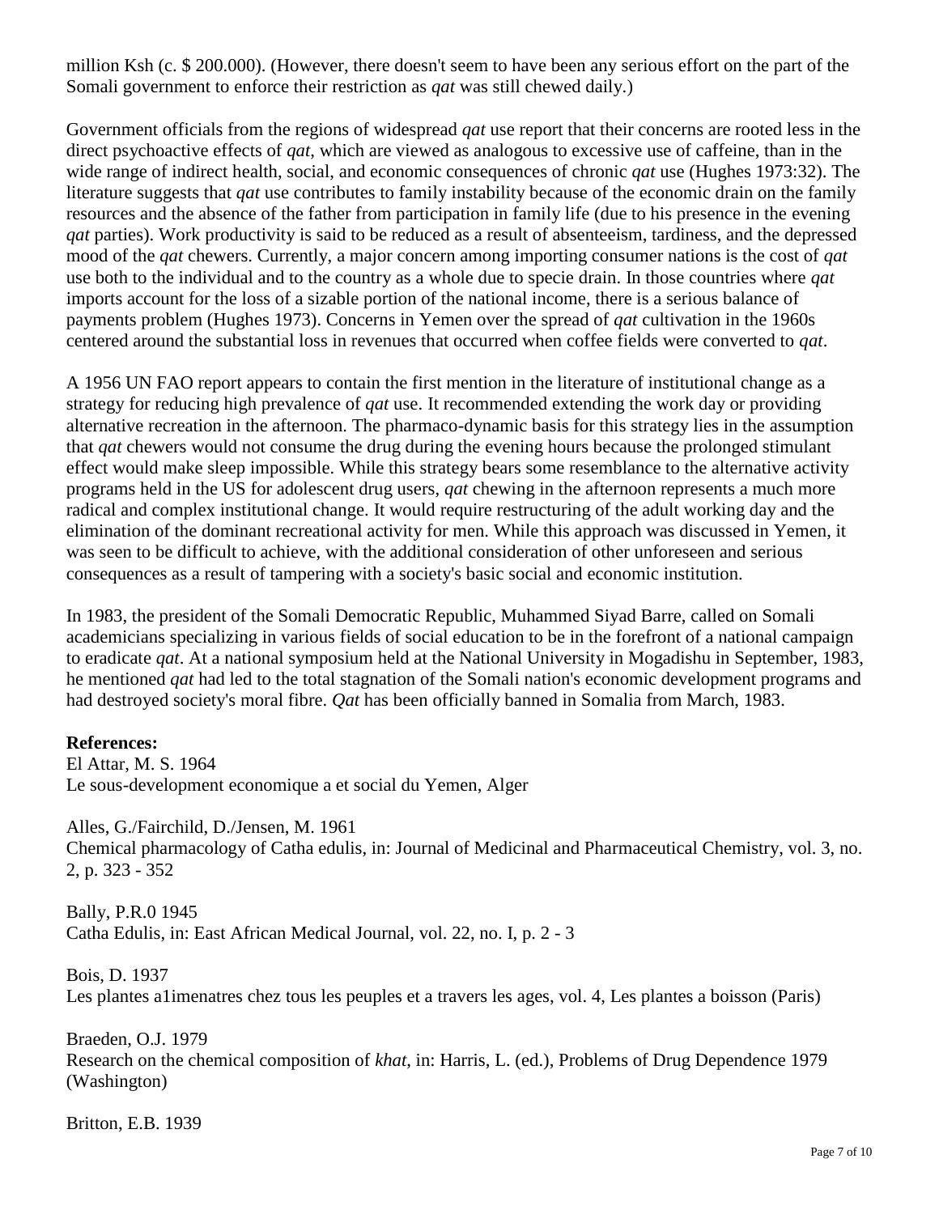million Ksh (c. $ 200.000). (However, there doesn't seem to have been any serious effort on the part of the Somali government to enforce their restriction as *qat* was still chewed daily.)

Government officials from the regions of widespread *qat* use report that their concerns are rooted less in the direct psychoactive effects of *qat*, which are viewed as analogous to excessive use of caffeine, than in the wide range of indirect health, social, and economic consequences of chronic *qat* use (Hughes 1973:32). The literature suggests that *qat* use contributes to family instability because of the economic drain on the family resources and the absence of the father from participation in family life (due to his presence in the evening *qat* parties). Work productivity is said to be reduced as a result of absenteeism, tardiness, and the depressed mood of the *qat* chewers. Currently, a major concern among importing consumer nations is the cost of *qat* use both to the individual and to the country as a whole due to specie drain. In those countries where *qat* imports account for the loss of a sizable portion of the national income, there is a serious balance of payments problem (Hughes 1973). Concerns in Yemen over the spread of *qat* cultivation in the 1960s centered around the substantial loss in revenues that occurred when coffee fields were converted to *qat*.

A 1956 UN FAO report appears to contain the first mention in the literature of institutional change as a strategy for reducing high prevalence of *qat* use. It recommended extending the work day or providing alternative recreation in the afternoon. The pharmaco-dynamic basis for this strategy lies in the assumption that *qat* chewers would not consume the drug during the evening hours because the prolonged stimulant effect would make sleep impossible. While this strategy bears some resemblance to the alternative activity programs held in the US for adolescent drug users, *qat* chewing in the afternoon represents a much more radical and complex institutional change. It would require restructuring of the adult working day and the elimination of the dominant recreational activity for men. While this approach was discussed in Yemen, it was seen to be difficult to achieve, with the additional consideration of other unforeseen and serious consequences as a result of tampering with a society's basic social and economic institution.

In 1983, the president of the Somali Democratic Republic, Muhammed Siyad Barre, called on Somali academicians specializing in various fields of social education to be in the forefront of a national campaign to eradicate *qat*. At a national symposium held at the National University in Mogadishu in September, 1983, he mentioned *qat* had led to the total stagnation of the Somali nation's economic development programs and had destroyed society's moral fibre. *Qat* has been officially banned in Somalia from March, 1983.

**References:**

El Attar, M. S. 1964
Le sous-development economique a et social du Yemen, Alger

Alles, G./Fairchild, D./Jensen, M. 1961
Chemical pharmacology of Catha edulis, in: Journal of Medicinal and Pharmaceutical Chemistry, vol. 3, no. 2, p. 323 - 352

Bally, P.R.0 1945
Catha Edulis, in: East African Medical Journal, vol. 22, no. I, p. 2 - 3

Bois, D. 1937
Les plantes a1imenatres chez tous les peuples et a travers les ages, vol. 4, Les plantes a boisson (Paris)

Braeden, O.J. 1979
Research on the chemical composition of *khat*, in: Harris, L. (ed.), Problems of Drug Dependence 1979 (Washington)

Britton, E.B. 1939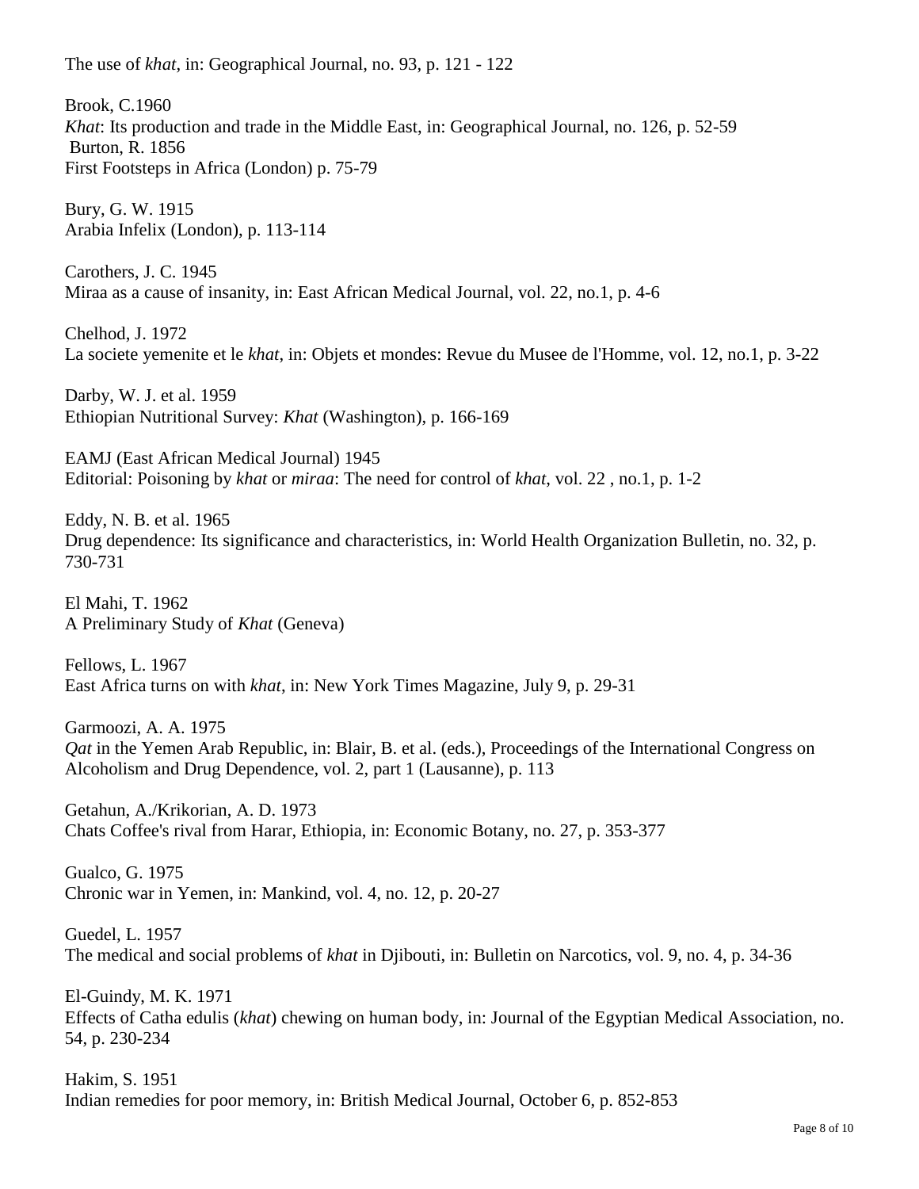The use of *khat*, in: Geographical Journal, no. 93, p. 121 - 122

Brook, C.1960
*Khat*: Its production and trade in the Middle East, in: Geographical Journal, no. 126, p. 52-59
Burton, R. 1856
First Footsteps in Africa (London) p. 75-79

Bury, G. W. 1915
Arabia Infelix (London), p. 113-114

Carothers, J. C. 1945
Miraa as a cause of insanity, in: East African Medical Journal, vol. 22, no.1, p. 4-6

Chelhod, J. 1972
La societe yemenite et le *khat*, in: Objets et mondes: Revue du Musee de l'Homme, vol. 12, no.1, p. 3-22

Darby, W. J. et al. 1959
Ethiopian Nutritional Survey: *Khat* (Washington), p. 166-169

EAMJ (East African Medical Journal) 1945
Editorial: Poisoning by *khat* or *miraa*: The need for control of *khat*, vol. 22 , no.1, p. 1-2

Eddy, N. B. et al. 1965
Drug dependence: Its significance and characteristics, in: World Health Organization Bulletin, no. 32, p. 730-731

El Mahi, T. 1962
A Preliminary Study of *Khat* (Geneva)

Fellows, L. 1967
East Africa turns on with *khat*, in: New York Times Magazine, July 9, p. 29-31

Garmoozi, A. A. 1975
*Qat* in the Yemen Arab Republic, in: Blair, B. et al. (eds.), Proceedings of the International Congress on Alcoholism and Drug Dependence, vol. 2, part 1 (Lausanne), p. 113

Getahun, A./Krikorian, A. D. 1973
Chats Coffee's rival from Harar, Ethiopia, in: Economic Botany, no. 27, p. 353-377

Gualco, G. 1975
Chronic war in Yemen, in: Mankind, vol. 4, no. 12, p. 20-27

Guedel, L. 1957
The medical and social problems of *khat* in Djibouti, in: Bulletin on Narcotics, vol. 9, no. 4, p. 34-36

El-Guindy, M. K. 1971
Effects of Catha edulis (*khat*) chewing on human body, in: Journal of the Egyptian Medical Association, no. 54, p. 230-234

Hakim, S. 1951
Indian remedies for poor memory, in: British Medical Journal, October 6, p. 852-853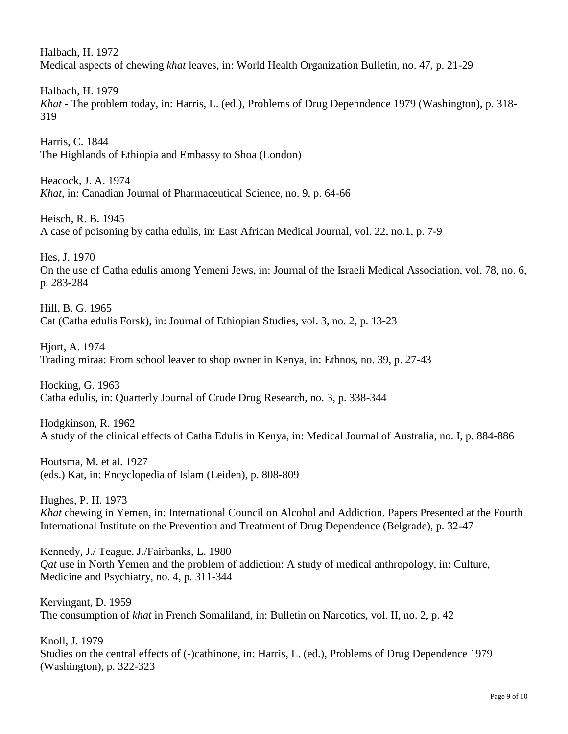Halbach, H. 1972
Medical aspects of chewing *khat* leaves, in: World Health Organization Bulletin, no. 47, p. 21-29

Halbach, H. 1979
*Khat* - The problem today, in: Harris, L. (ed.), Problems of Drug Depenndence 1979 (Washington), p. 318-319

Harris, C. 1844
The Highlands of Ethiopia and Embassy to Shoa (London)

Heacock, J. A. 1974
*Khat*, in: Canadian Journal of Pharmaceutical Science, no. 9, p. 64-66

Heisch, R. B. 1945
A case of poisoning by catha edulis, in: East African Medical Journal, vol. 22, no.1, p. 7-9

Hes, J. 1970
On the use of Catha edulis among Yemeni Jews, in: Journal of the Israeli Medical Association, vol. 78, no. 6, p. 283-284

Hill, B. G. 1965
Cat (Catha edulis Forsk), in: Journal of Ethiopian Studies, vol. 3, no. 2, p. 13-23

Hjort, A. 1974
Trading miraa: From school leaver to shop owner in Kenya, in: Ethnos, no. 39, p. 27-43

Hocking, G. 1963
Catha edulis, in: Quarterly Journal of Crude Drug Research, no. 3, p. 338-344

Hodgkinson, R. 1962
A study of the clinical effects of Catha Edulis in Kenya, in: Medical Journal of Australia, no. I, p. 884-886

Houtsma, M. et al. 1927
(eds.) Kat, in: Encyclopedia of Islam (Leiden), p. 808-809

Hughes, P. H. 1973
*Khat* chewing in Yemen, in: International Council on Alcohol and Addiction. Papers Presented at the Fourth International Institute on the Prevention and Treatment of Drug Dependence (Belgrade), p. 32-47

Kennedy, J./ Teague, J./Fairbanks, L. 1980
*Qat* use in North Yemen and the problem of addiction: A study of medical anthropology, in: Culture, Medicine and Psychiatry, no. 4, p. 311-344

Kervingant, D. 1959
The consumption of *khat* in French Somaliland, in: Bulletin on Narcotics, vol. II, no. 2, p. 42

Knoll, J. 1979
Studies on the central effects of (-)cathinone, in: Harris, L. (ed.), Problems of Drug Dependence 1979 (Washington), p. 322-323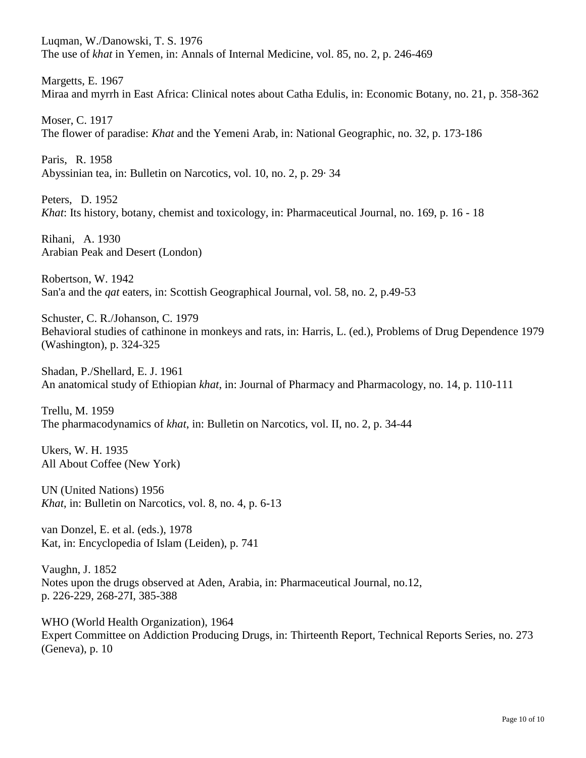Luqman, W./Danowski, T. S. 1976
The use of *khat* in Yemen, in: Annals of Internal Medicine, vol. 85, no. 2, p. 246-469

Margetts, E. 1967
Miraa and myrrh in East Africa: Clinical notes about Catha Edulis, in: Economic Botany, no. 21, p. 358-362

Moser, C. 1917
The flower of paradise: *Khat* and the Yemeni Arab, in: National Geographic, no. 32, p. 173-186

Paris, R. 1958
Abyssinian tea, in: Bulletin on Narcotics, vol. 10, no. 2, p. 29· 34

Peters, D. 1952
*Khat*: Its history, botany, chemist and toxicology, in: Pharmaceutical Journal, no. 169, p. 16 - 18

Rihani, A. 1930
Arabian Peak and Desert (London)

Robertson, W. 1942
San'a and the *qat* eaters, in: Scottish Geographical Journal, vol. 58, no. 2, p.49-53

Schuster, C. R./Johanson, C. 1979
Behavioral studies of cathinone in monkeys and rats, in: Harris, L. (ed.), Problems of Drug Dependence 1979 (Washington), p. 324-325

Shadan, P./Shellard, E. J. 1961
An anatomical study of Ethiopian *khat*, in: Journal of Pharmacy and Pharmacology, no. 14, p. 110-111

Trellu, M. 1959
The pharmacodynamics of *khat*, in: Bulletin on Narcotics, vol. II, no. 2, p. 34-44

Ukers, W. H. 1935
All About Coffee (New York)

UN (United Nations) 1956
*Khat*, in: Bulletin on Narcotics, vol. 8, no. 4, p. 6-13

van Donzel, E. et al. (eds.), 1978
Kat, in: Encyclopedia of Islam (Leiden), p. 741

Vaughn, J. 1852
Notes upon the drugs observed at Aden, Arabia, in: Pharmaceutical Journal, no.12,
p. 226-229, 268-27I, 385-388

WHO (World Health Organization), 1964
Expert Committee on Addiction Producing Drugs, in: Thirteenth Report, Technical Reports Series, no. 273 (Geneva), p. 10